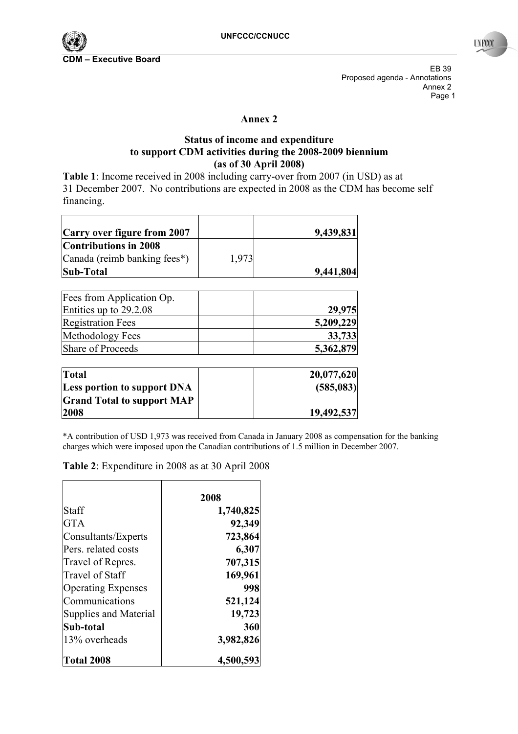# Annex 2

## Status of income and expenditure to support CDM activities during the 2008-2009 biennium (as of 30 April 2008)

**Table 1**: Income received in 2008 including carry-over from 2007 (in USD) as at 31 December 2007. No contributions are expected in 2008 as the CDM has become self financing.

| | | |
|---|---|---|
| **Carry over figure from 2007** | | **9,439,831** |
| **Contributions in 2008** | | |
| Canada (reimb banking fees*) | 1,973 | |
| **Sub-Total** | | **9,441,804** |
| | | |
| Fees from Application Op. Entities up to 29.2.08 | | **29,975** |
| Registration Fees | | **5,209,229** |
| Methodology Fees | | **33,733** |
| Share of Proceeds | | **5,362,879** |
| | | |
| **Total** | | **20,077,620** |
| **Less portion to support DNA** | | **(585,083)** |
| **Grand Total to support MAP 2008** | | **19,492,537** |

*A contribution of USD 1,973 was received from Canada in January 2008 as compensation for the banking charges which were imposed upon the Canadian contributions of 1.5 million in December 2007.

**Table 2**: Expenditure in 2008 as at 30 April 2008

| | **2008** |
|---|---|
| Staff | **1,740,825** |
| GTA | **92,349** |
| Consultants/Experts | **723,864** |
| Pers. related costs | **6,307** |
| Travel of Repres. | **707,315** |
| Travel of Staff | **169,961** |
| Operating Expenses | **998** |
| Communications | **521,124** |
| Supplies and Material | **19,723** |
| **Sub-total** | **360** |
| 13% overheads | **3,982,826** |
| **Total 2008** | **4,500,593** |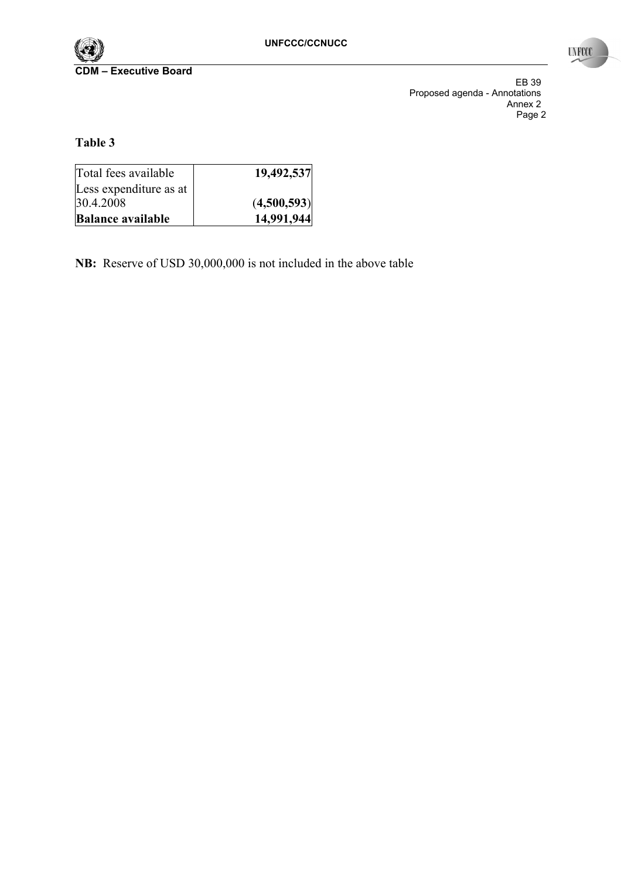**Table 3**

| | |
|---|---|
| Total fees available | **19,492,537** |
| Less expenditure as at 30.4.2008 | (**4,500,593**) |
| **Balance available** | **14,991,944** |

**NB:** Reserve of USD 30,000,000 is not included in the above table